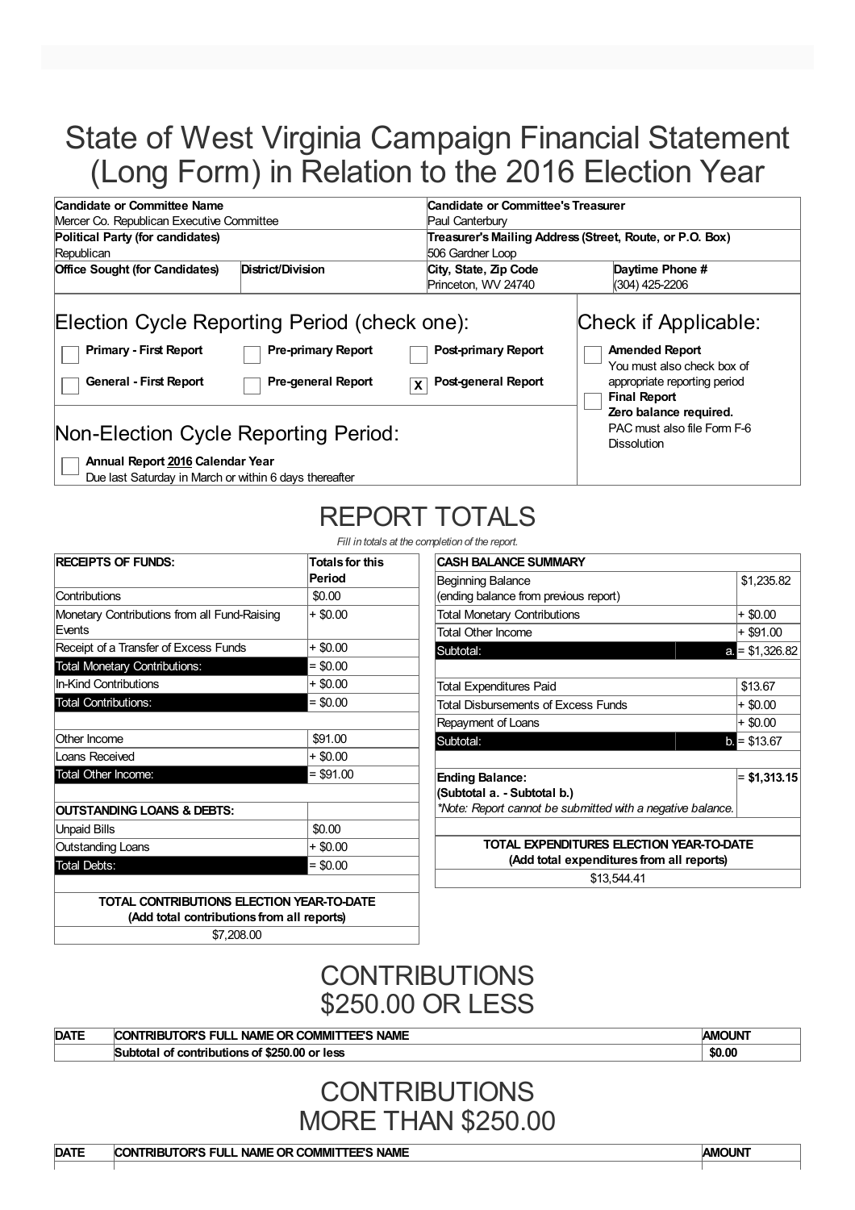# State of West Virginia Campaign Financial Statement (Long Form) in Relation to the 2016 Election Year

| Candidate or Committee Name | | Candidate or Committee's Treasurer | |
|---|---|---|---|
| Mercer Co. Republican Executive Committee | | Paul Canterbury | |
| **Political Party (for candidates)** | | **Treasurer's Mailing Address (Street, Route, or P.O. Box)** | |
| Republican | | 506 Gardner Loop | |
| **Office Sought (for Candidates)** | **District/Division** | **City, State, Zip Code** | **Daytime Phone #** |
| | | Princeton, WV 24740 | (304) 425-2206 |

## Election Cycle Reporting Period (check one):

- [ ] **Primary - First Report**
- [ ] **Pre-primary Report**
- [ ] **Post-primary Report**
- [ ] **General - First Report**
- [ ] **Pre-general Report**
- [x] **Post-general Report**

## Check if Applicable:

- [ ] **Amended Report** You must also check box of appropriate reporting period
- [ ] **Final Report** **Zero balance required.** PAC must also file Form F-6 Dissolution

## Non-Election Cycle Reporting Period:

- [ ] **Annual Report 2016 Calendar Year** Due last Saturday in March or within 6 days thereafter

## REPORT TOTALS

*Fill in totals at the completion of the report.*

| RECEIPTS OF FUNDS: | Totals for this Period |
|---|---|
| Contributions | $0.00 |
| Monetary Contributions from all Fund-Raising Events | + $0.00 |
| Receipt of a Transfer of Excess Funds | + $0.00 |
| Total Monetary Contributions: | = $0.00 |
| In-Kind Contributions | + $0.00 |
| Total Contributions: | = $0.00 |
| | |
| Other Income | $91.00 |
| Loans Received | + $0.00 |
| Total Other Income: | = $91.00 |
| | |
| **OUTSTANDING LOANS & DEBTS:** | |
| Unpaid Bills | $0.00 |
| Outstanding Loans | + $0.00 |
| Total Debts: | = $0.00 |
| | |
| **TOTAL CONTRIBUTIONS ELECTION YEAR-TO-DATE (Add total contributions from all reports)** | $7,208.00 |

| CASH BALANCE SUMMARY | | |
|---|---|---|
| Beginning Balance (ending balance from previous report) | | $1,235.82 |
| Total Monetary Contributions | | + $0.00 |
| Total Other Income | | + $91.00 |
| Subtotal: | a. | = $1,326.82 |
| | | |
| Total Expenditures Paid | | $13.67 |
| Total Disbursements of Excess Funds | | + $0.00 |
| Repayment of Loans | | + $0.00 |
| Subtotal: | b. | = $13.67 |
| | | |
| **Ending Balance: (Subtotal a. - Subtotal b.)** *\*Note: Report cannot be submitted with a negative balance.* | | **= $1,313.15** |
| | | |
| **TOTAL EXPENDITURES ELECTION YEAR-TO-DATE (Add total expenditures from all reports)** | | $13,544.41 |

## CONTRIBUTIONS $250.00 OR LESS

| DATE | CONTRIBUTOR'S FULL NAME OR COMMITTEE'S NAME | AMOUNT |
|---|---|---|
| | **Subtotal of contributions of $250.00 or less** | **$0.00** |

## CONTRIBUTIONS MORE THAN $250.00

| DATE | CONTRIBUTOR'S FULL NAME OR COMMITTEE'S NAME | AMOUNT |
|---|---|---|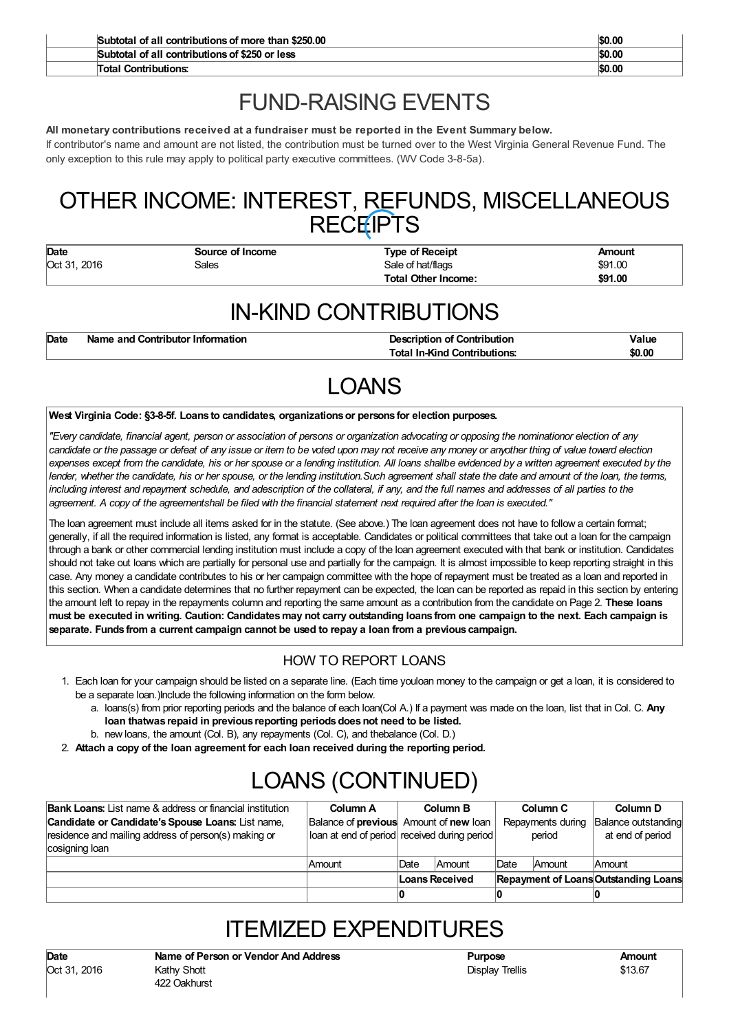| | | |
|---|---|---|
| | Subtotal of all contributions of more than $250.00 | $0.00 |
| | Subtotal of all contributions of $250 or less | $0.00 |
| | Total Contributions: | $0.00 |

# FUND-RAISING EVENTS

**All monetary contributions received at a fundraiser must be reported in the Event Summary below.**

If contributor's name and amount are not listed, the contribution must be turned over to the West Virginia General Revenue Fund. The only exception to this rule may apply to political party executive committees. (WV Code 3-8-5a).

# OTHER INCOME: INTEREST, REFUNDS, MISCELLANEOUS RECEIPTS

| Date | Source of Income | Type of Receipt | Amount |
|---|---|---|---|
| Oct 31, 2016 | Sales | Sale of hat/flags | $91.00 |
| | | **Total Other Income:** | **$91.00** |

# IN-KIND CONTRIBUTIONS

| Date | Name and Contributor Information | Description of Contribution | Value |
|---|---|---|---|
| | | **Total In-Kind Contributions:** | **$0.00** |

# LOANS

**West Virginia Code: §3-8-5f. Loans to candidates, organizations or persons for election purposes.**

*"Every candidate, financial agent, person or association of persons or organization advocating or opposing the nominationor election of any candidate or the passage or defeat of any issue or item to be voted upon may not receive any money or anyother thing of value toward election expenses except from the candidate, his or her spouse or a lending institution. All loans shallbe evidenced by a written agreement executed by the lender, whether the candidate, his or her spouse, or the lending institution.Such agreement shall state the date and amount of the loan, the terms, including interest and repayment schedule, and adescription of the collateral, if any, and the full names and addresses of all parties to the agreement. A copy of the agreementshall be filed with the financial statement next required after the loan is executed."*

The loan agreement must include all items asked for in the statute. (See above.) The loan agreement does not have to follow a certain format; generally, if all the required information is listed, any format is acceptable. Candidates or political committees that take out a loan for the campaign through a bank or other commercial lending institution must include a copy of the loan agreement executed with that bank or institution. Candidates should not take out loans which are partially for personal use and partially for the campaign. It is almost impossible to keep reporting straight in this case. Any money a candidate contributes to his or her campaign committee with the hope of repayment must be treated as a loan and reported in this section. When a candidate determines that no further repayment can be expected, the loan can be reported as repaid in this section by entering the amount left to repay in the repayments column and reporting the same amount as a contribution from the candidate on Page 2. **These loans must be executed in writing. Caution: Candidates may not carry outstanding loans from one campaign to the next. Each campaign is separate. Funds from a current campaign cannot be used to repay a loan from a previous campaign.**

## HOW TO REPORT LOANS

1. Each loan for your campaign should be listed on a separate line. (Each time youloan money to the campaign or get a loan, it is considered to be a separate loan.)Include the following information on the form below.
   a. loans(s) from prior reporting periods and the balance of each loan(Col A.) If a payment was made on the loan, list that in Col. C. **Any loan thatwas repaid in previous reporting periods does not need to be listed.**
   b. new loans, the amount (Col. B), any repayments (Col. C), and thebalance (Col. D.)
2. **Attach a copy of the loan agreement for each loan received during the reporting period.**

# LOANS (CONTINUED)

| **Bank Loans:** List name & address or financial institution **Candidate or Candidate's Spouse Loans:** List name, residence and mailing address of person(s) making or cosigning loan | **Column A** Balance of **previous** loan at end of period | **Column B** Amount of **new** loan received during period | | **Column C** Repayments during period | | **Column D** Balance outstanding at end of period |
|---|---|---|---|---|---|---|
| | Amount | Date | Amount | Date | Amount | Amount |
| | | **Loans Received** | | **Repayment of Loans** | | **Outstanding Loans** |
| | | **0** | | **0** | | **0** |

# ITEMIZED EXPENDITURES

| Date | Name of Person or Vendor And Address | Purpose | Amount |
|---|---|---|---|
| Oct 31, 2016 | Kathy Shott<br>422 Oakhurst | Display Trellis | $13.67 |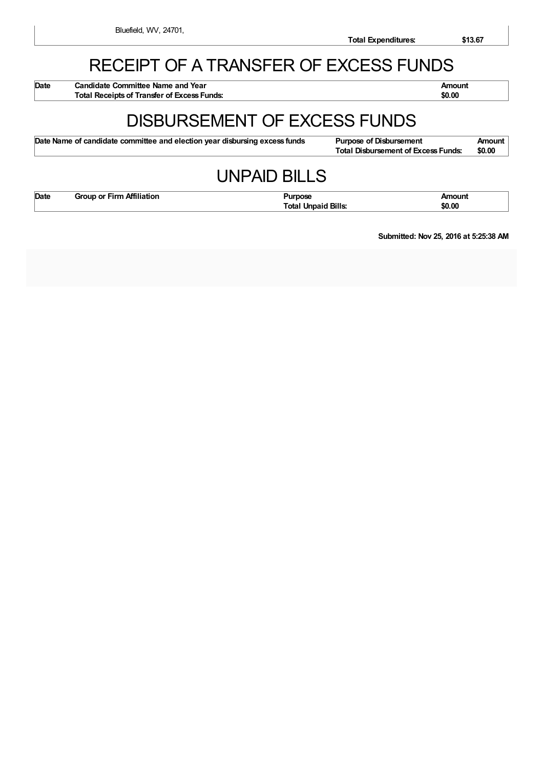Bluefield, WV, 24701,

**Total Expenditures: $13.67**

# RECEIPT OF A TRANSFER OF EXCESS FUNDS

| Date | Candidate Committee Name and Year | Amount |
|---|---|---|
| | **Total Receipts of Transfer of Excess Funds:** | **$0.00** |

# DISBURSEMENT OF EXCESS FUNDS

| Date | Name of candidate committee and election year disbursing excess funds | Purpose of Disbursement | Amount |
|---|---|---|---|
| | | **Total Disbursement of Excess Funds:** | **$0.00** |

# UNPAID BILLS

| Date | Group or Firm Affiliation | Purpose | Amount |
|---|---|---|---|
| | | **Total Unpaid Bills:** | **$0.00** |

**Submitted: Nov 25, 2016 at 5:25:38 AM**